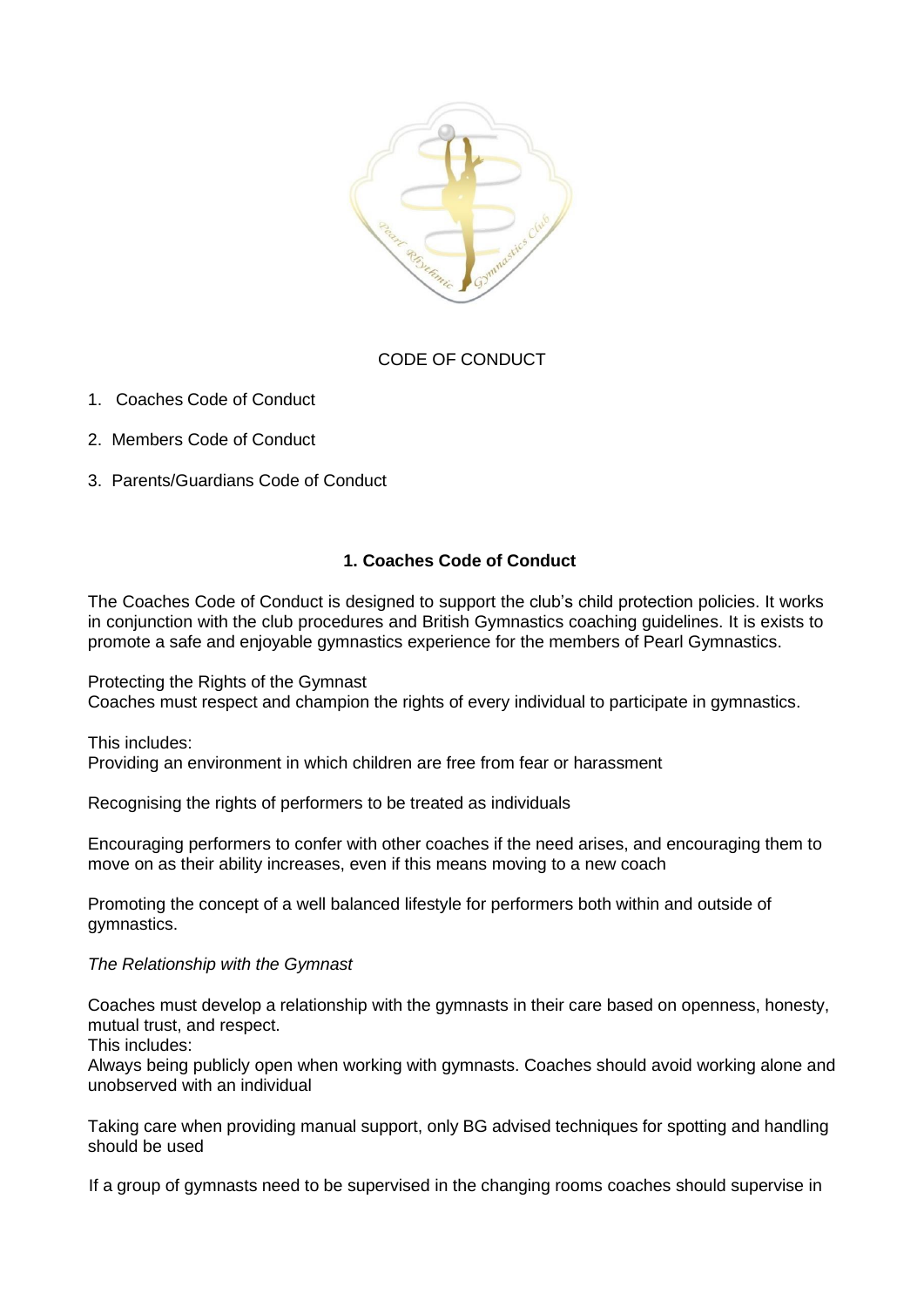CODE OF CONDUCT

1. Coaches Code of Conduct
2. Members Code of Conduct
3. Parents/Guardians Code of Conduct

## 1. Coaches Code of Conduct

The Coaches Code of Conduct is designed to support the club's child protection policies. It works in conjunction with the club procedures and British Gymnastics coaching guidelines. It is exists to promote a safe and enjoyable gymnastics experience for the members of Pearl Gymnastics.

Protecting the Rights of the Gymnast
Coaches must respect and champion the rights of every individual to participate in gymnastics.

This includes:
Providing an environment in which children are free from fear or harassment

Recognising the rights of performers to be treated as individuals

Encouraging performers to confer with other coaches if the need arises, and encouraging them to move on as their ability increases, even if this means moving to a new coach

Promoting the concept of a well balanced lifestyle for performers both within and outside of gymnastics.

*The Relationship with the Gymnast*

Coaches must develop a relationship with the gymnasts in their care based on openness, honesty, mutual trust, and respect.
This includes:
Always being publicly open when working with gymnasts. Coaches should avoid working alone and unobserved with an individual

Taking care when providing manual support, only BG advised techniques for spotting and handling should be used

If a group of gymnasts need to be supervised in the changing rooms coaches should supervise in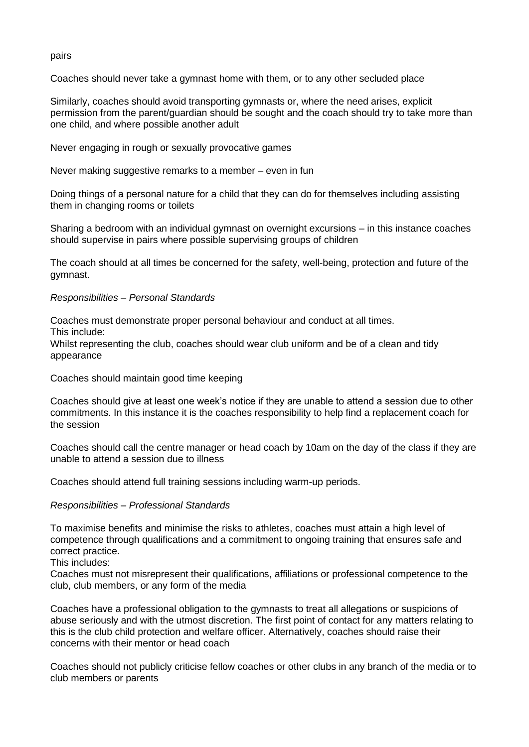pairs

Coaches should never take a gymnast home with them, or to any other secluded place

Similarly, coaches should avoid transporting gymnasts or, where the need arises, explicit permission from the parent/guardian should be sought and the coach should try to take more than one child, and where possible another adult

Never engaging in rough or sexually provocative games

Never making suggestive remarks to a member – even in fun

Doing things of a personal nature for a child that they can do for themselves including assisting them in changing rooms or toilets

Sharing a bedroom with an individual gymnast on overnight excursions – in this instance coaches should supervise in pairs where possible supervising groups of children

The coach should at all times be concerned for the safety, well-being, protection and future of the gymnast.

*Responsibilities – Personal Standards*

Coaches must demonstrate proper personal behaviour and conduct at all times.
This include:
Whilst representing the club, coaches should wear club uniform and be of a clean and tidy appearance

Coaches should maintain good time keeping

Coaches should give at least one week's notice if they are unable to attend a session due to other commitments. In this instance it is the coaches responsibility to help find a replacement coach for the session

Coaches should call the centre manager or head coach by 10am on the day of the class if they are unable to attend a session due to illness

Coaches should attend full training sessions including warm-up periods.

*Responsibilities – Professional Standards*

To maximise benefits and minimise the risks to athletes, coaches must attain a high level of competence through qualifications and a commitment to ongoing training that ensures safe and correct practice.
This includes:
Coaches must not misrepresent their qualifications, affiliations or professional competence to the club, club members, or any form of the media

Coaches have a professional obligation to the gymnasts to treat all allegations or suspicions of abuse seriously and with the utmost discretion. The first point of contact for any matters relating to this is the club child protection and welfare officer. Alternatively, coaches should raise their concerns with their mentor or head coach

Coaches should not publicly criticise fellow coaches or other clubs in any branch of the media or to club members or parents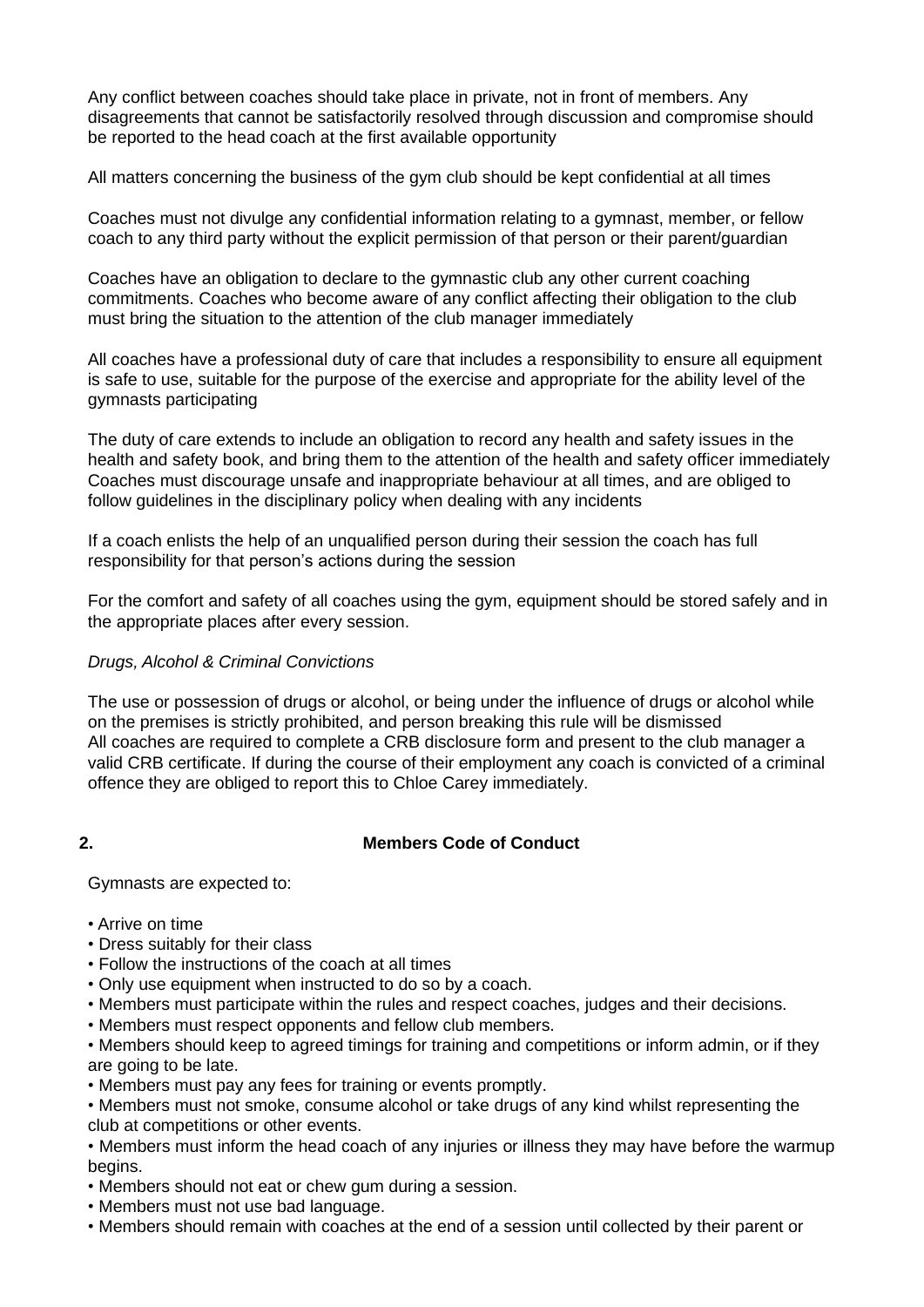Any conflict between coaches should take place in private, not in front of members. Any disagreements that cannot be satisfactorily resolved through discussion and compromise should be reported to the head coach at the first available opportunity

All matters concerning the business of the gym club should be kept confidential at all times

Coaches must not divulge any confidential information relating to a gymnast, member, or fellow coach to any third party without the explicit permission of that person or their parent/guardian

Coaches have an obligation to declare to the gymnastic club any other current coaching commitments. Coaches who become aware of any conflict affecting their obligation to the club must bring the situation to the attention of the club manager immediately

All coaches have a professional duty of care that includes a responsibility to ensure all equipment is safe to use, suitable for the purpose of the exercise and appropriate for the ability level of the gymnasts participating

The duty of care extends to include an obligation to record any health and safety issues in the health and safety book, and bring them to the attention of the health and safety officer immediately Coaches must discourage unsafe and inappropriate behaviour at all times, and are obliged to follow guidelines in the disciplinary policy when dealing with any incidents

If a coach enlists the help of an unqualified person during their session the coach has full responsibility for that person's actions during the session

For the comfort and safety of all coaches using the gym, equipment should be stored safely and in the appropriate places after every session.

*Drugs, Alcohol & Criminal Convictions*

The use or possession of drugs or alcohol, or being under the influence of drugs or alcohol while on the premises is strictly prohibited, and person breaking this rule will be dismissed
All coaches are required to complete a CRB disclosure form and present to the club manager a valid CRB certificate. If during the course of their employment any coach is convicted of a criminal offence they are obliged to report this to Chloe Carey immediately.

## 2. Members Code of Conduct

Gymnasts are expected to:

- Arrive on time
- Dress suitably for their class
- Follow the instructions of the coach at all times
- Only use equipment when instructed to do so by a coach.
- Members must participate within the rules and respect coaches, judges and their decisions.
- Members must respect opponents and fellow club members.
- Members should keep to agreed timings for training and competitions or inform admin, or if they are going to be late.
- Members must pay any fees for training or events promptly.
- Members must not smoke, consume alcohol or take drugs of any kind whilst representing the club at competitions or other events.
- Members must inform the head coach of any injuries or illness they may have before the warmup begins.
- Members should not eat or chew gum during a session.
- Members must not use bad language.
- Members should remain with coaches at the end of a session until collected by their parent or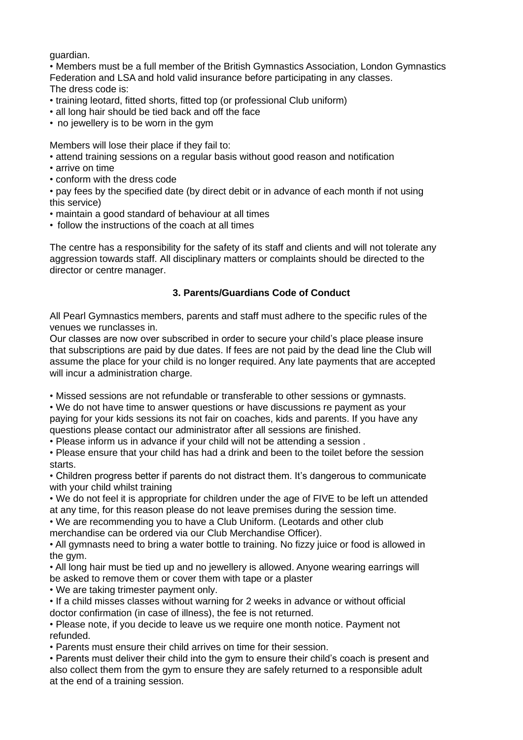guardian.

- Members must be a full member of the British Gymnastics Association, London Gymnastics Federation and LSA and hold valid insurance before participating in any classes.

The dress code is:

- training leotard, fitted shorts, fitted top (or professional Club uniform)
- all long hair should be tied back and off the face
- no jewellery is to be worn in the gym

Members will lose their place if they fail to:

- attend training sessions on a regular basis without good reason and notification
- arrive on time
- conform with the dress code
- pay fees by the specified date (by direct debit or in advance of each month if not using this service)
- maintain a good standard of behaviour at all times
- follow the instructions of the coach at all times

The centre has a responsibility for the safety of its staff and clients and will not tolerate any aggression towards staff. All disciplinary matters or complaints should be directed to the director or centre manager.

### 3. Parents/Guardians Code of Conduct

All Pearl Gymnastics members, parents and staff must adhere to the specific rules of the venues we runclasses in.

Our classes are now over subscribed in order to secure your child's place please insure that subscriptions are paid by due dates. If fees are not paid by the dead line the Club will assume the place for your child is no longer required. Any late payments that are accepted will incur a administration charge.

- Missed sessions are not refundable or transferable to other sessions or gymnasts.
- We do not have time to answer questions or have discussions re payment as your paying for your kids sessions its not fair on coaches, kids and parents. If you have any questions please contact our administrator after all sessions are finished.
- Please inform us in advance if your child will not be attending a session .
- Please ensure that your child has had a drink and been to the toilet before the session starts.
- Children progress better if parents do not distract them. It's dangerous to communicate with your child whilst training
- We do not feel it is appropriate for children under the age of FIVE to be left un attended at any time, for this reason please do not leave premises during the session time.
- We are recommending you to have a Club Uniform. (Leotards and other club merchandise can be ordered via our Club Merchandise Officer).
- All gymnasts need to bring a water bottle to training. No fizzy juice or food is allowed in the gym.
- All long hair must be tied up and no jewellery is allowed. Anyone wearing earrings will be asked to remove them or cover them with tape or a plaster
- We are taking trimester payment only.
- If a child misses classes without warning for 2 weeks in advance or without official doctor confirmation (in case of illness), the fee is not returned.
- Please note, if you decide to leave us we require one month notice. Payment not refunded.
- Parents must ensure their child arrives on time for their session.
- Parents must deliver their child into the gym to ensure their child's coach is present and also collect them from the gym to ensure they are safely returned to a responsible adult at the end of a training session.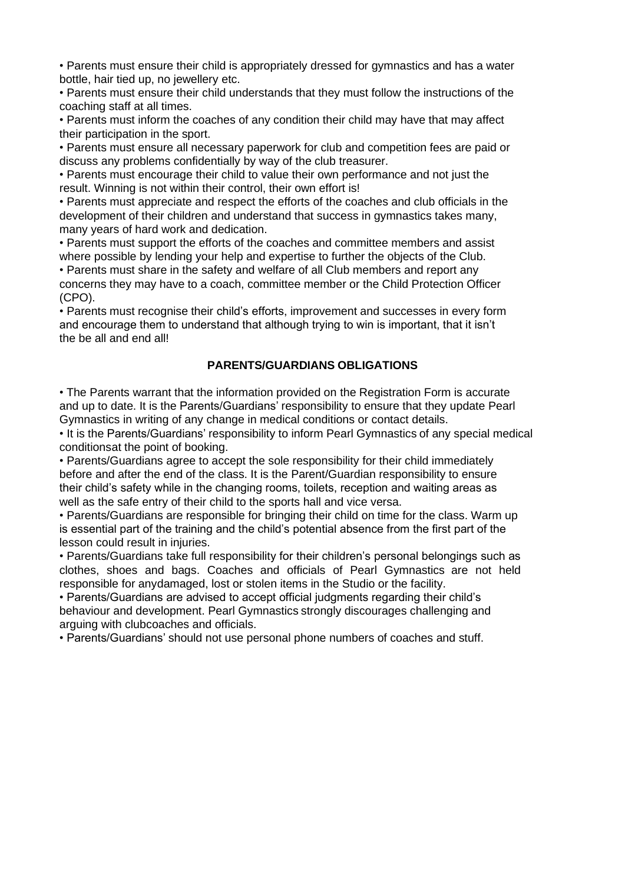- Parents must ensure their child is appropriately dressed for gymnastics and has a water bottle, hair tied up, no jewellery etc.
- Parents must ensure their child understands that they must follow the instructions of the coaching staff at all times.
- Parents must inform the coaches of any condition their child may have that may affect their participation in the sport.
- Parents must ensure all necessary paperwork for club and competition fees are paid or discuss any problems confidentially by way of the club treasurer.
- Parents must encourage their child to value their own performance and not just the result. Winning is not within their control, their own effort is!
- Parents must appreciate and respect the efforts of the coaches and club officials in the development of their children and understand that success in gymnastics takes many, many years of hard work and dedication.
- Parents must support the efforts of the coaches and committee members and assist where possible by lending your help and expertise to further the objects of the Club.
- Parents must share in the safety and welfare of all Club members and report any concerns they may have to a coach, committee member or the Child Protection Officer (CPO).
- Parents must recognise their child's efforts, improvement and successes in every form and encourage them to understand that although trying to win is important, that it isn't the be all and end all!

## PARENTS/GUARDIANS OBLIGATIONS

- The Parents warrant that the information provided on the Registration Form is accurate and up to date. It is the Parents/Guardians' responsibility to ensure that they update Pearl Gymnastics in writing of any change in medical conditions or contact details.
- It is the Parents/Guardians' responsibility to inform Pearl Gymnastics of any special medical conditionsat the point of booking.
- Parents/Guardians agree to accept the sole responsibility for their child immediately before and after the end of the class. It is the Parent/Guardian responsibility to ensure their child's safety while in the changing rooms, toilets, reception and waiting areas as well as the safe entry of their child to the sports hall and vice versa.
- Parents/Guardians are responsible for bringing their child on time for the class. Warm up is essential part of the training and the child's potential absence from the first part of the lesson could result in injuries.
- Parents/Guardians take full responsibility for their children's personal belongings such as clothes, shoes and bags. Coaches and officials of Pearl Gymnastics are not held responsible for anydamaged, lost or stolen items in the Studio or the facility.
- Parents/Guardians are advised to accept official judgments regarding their child's behaviour and development. Pearl Gymnastics strongly discourages challenging and arguing with clubcoaches and officials.
- Parents/Guardians' should not use personal phone numbers of coaches and stuff.